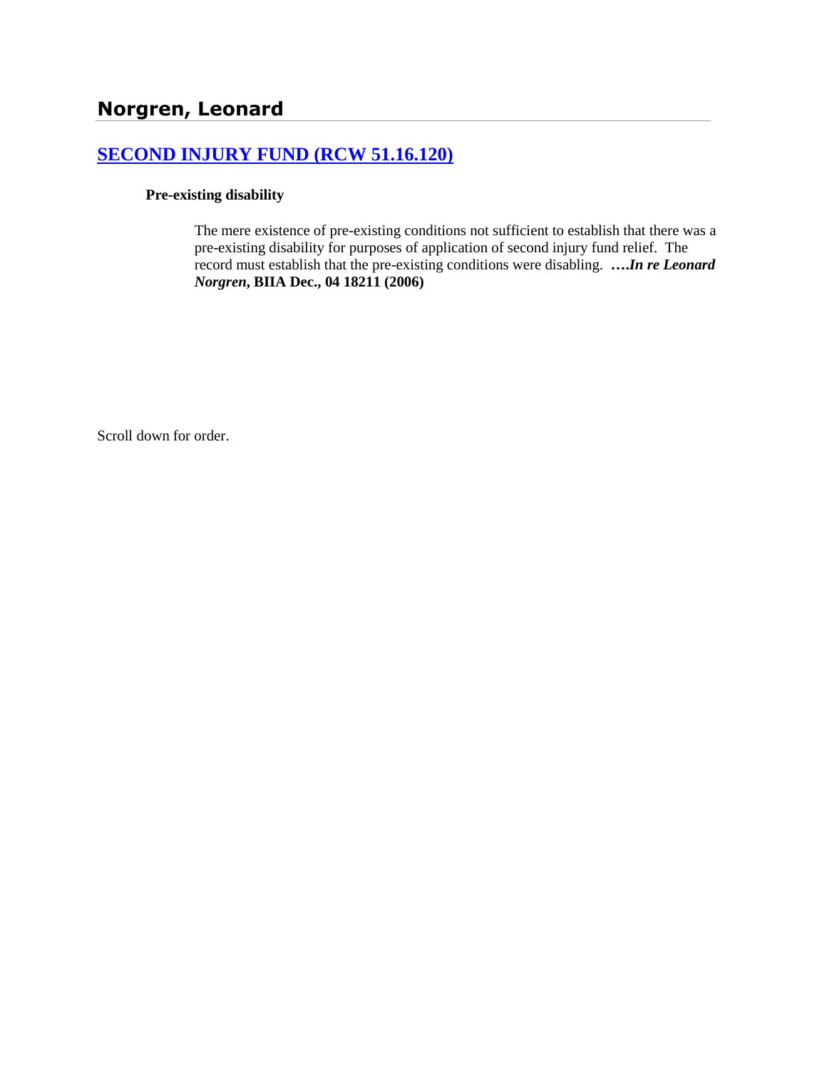## Norgren, Leonard

### SECOND INJURY FUND (RCW 51.16.120)

**Pre-existing disability**

The mere existence of pre-existing conditions not sufficient to establish that there was a pre-existing disability for purposes of application of second injury fund relief. The record must establish that the pre-existing conditions were disabling. ***….In re Leonard Norgren*, BIIA Dec., 04 18211 (2006)**

Scroll down for order.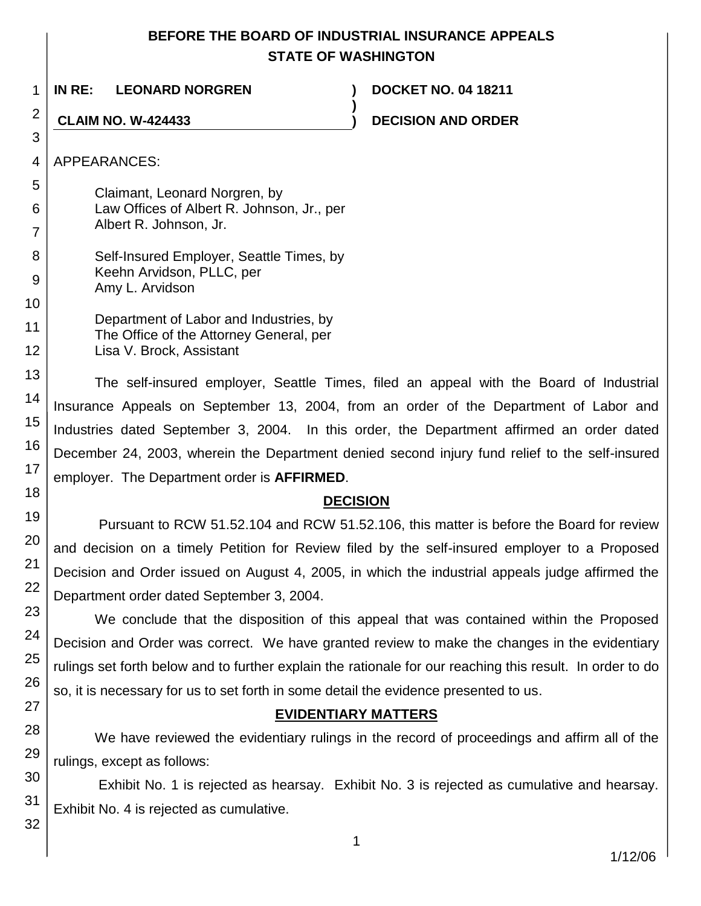**BEFORE THE BOARD OF INDUSTRIAL INSURANCE APPEALS**
**STATE OF WASHINGTON**

| | | |
|---|---|---|
| **IN RE: LEONARD NORGREN** | **)** | **DOCKET NO. 04 18211** |
| | **)** | |
| **CLAIM NO. W-424433** | **)** | **DECISION AND ORDER** |

APPEARANCES:

Claimant, Leonard Norgren, by
Law Offices of Albert R. Johnson, Jr., per
Albert R. Johnson, Jr.

Self-Insured Employer, Seattle Times, by
Keehn Arvidson, PLLC, per
Amy L. Arvidson

Department of Labor and Industries, by
The Office of the Attorney General, per
Lisa V. Brock, Assistant

The self-insured employer, Seattle Times, filed an appeal with the Board of Industrial Insurance Appeals on September 13, 2004, from an order of the Department of Labor and Industries dated September 3, 2004. In this order, the Department affirmed an order dated December 24, 2003, wherein the Department denied second injury fund relief to the self-insured employer. The Department order is **AFFIRMED**.

## DECISION

Pursuant to RCW 51.52.104 and RCW 51.52.106, this matter is before the Board for review and decision on a timely Petition for Review filed by the self-insured employer to a Proposed Decision and Order issued on August 4, 2005, in which the industrial appeals judge affirmed the Department order dated September 3, 2004.

We conclude that the disposition of this appeal that was contained within the Proposed Decision and Order was correct. We have granted review to make the changes in the evidentiary rulings set forth below and to further explain the rationale for our reaching this result. In order to do so, it is necessary for us to set forth in some detail the evidence presented to us.

## EVIDENTIARY MATTERS

We have reviewed the evidentiary rulings in the record of proceedings and affirm all of the rulings, except as follows:

Exhibit No. 1 is rejected as hearsay. Exhibit No. 3 is rejected as cumulative and hearsay. Exhibit No. 4 is rejected as cumulative.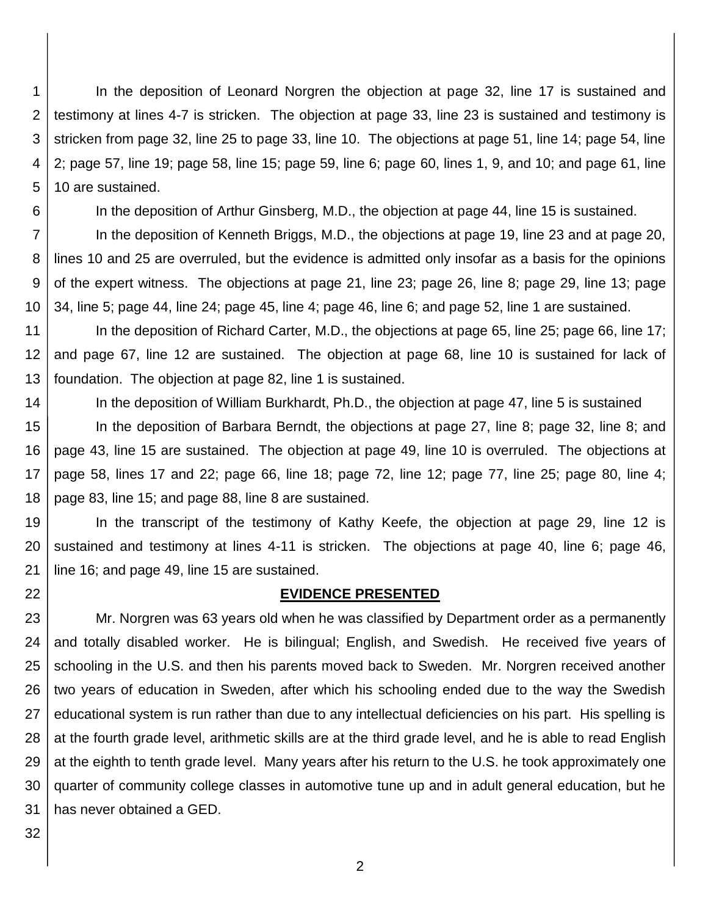In the deposition of Leonard Norgren the objection at page 32, line 17 is sustained and testimony at lines 4-7 is stricken. The objection at page 33, line 23 is sustained and testimony is stricken from page 32, line 25 to page 33, line 10. The objections at page 51, line 14; page 54, line 2; page 57, line 19; page 58, line 15; page 59, line 6; page 60, lines 1, 9, and 10; and page 61, line 10 are sustained.

In the deposition of Arthur Ginsberg, M.D., the objection at page 44, line 15 is sustained.

In the deposition of Kenneth Briggs, M.D., the objections at page 19, line 23 and at page 20, lines 10 and 25 are overruled, but the evidence is admitted only insofar as a basis for the opinions of the expert witness. The objections at page 21, line 23; page 26, line 8; page 29, line 13; page 34, line 5; page 44, line 24; page 45, line 4; page 46, line 6; and page 52, line 1 are sustained.

In the deposition of Richard Carter, M.D., the objections at page 65, line 25; page 66, line 17; and page 67, line 12 are sustained. The objection at page 68, line 10 is sustained for lack of foundation. The objection at page 82, line 1 is sustained.

In the deposition of William Burkhardt, Ph.D., the objection at page 47, line 5 is sustained

In the deposition of Barbara Berndt, the objections at page 27, line 8; page 32, line 8; and page 43, line 15 are sustained. The objection at page 49, line 10 is overruled. The objections at page 58, lines 17 and 22; page 66, line 18; page 72, line 12; page 77, line 25; page 80, line 4; page 83, line 15; and page 88, line 8 are sustained.

In the transcript of the testimony of Kathy Keefe, the objection at page 29, line 12 is sustained and testimony at lines 4-11 is stricken. The objections at page 40, line 6; page 46, line 16; and page 49, line 15 are sustained.

## EVIDENCE PRESENTED

Mr. Norgren was 63 years old when he was classified by Department order as a permanently and totally disabled worker. He is bilingual; English, and Swedish. He received five years of schooling in the U.S. and then his parents moved back to Sweden. Mr. Norgren received another two years of education in Sweden, after which his schooling ended due to the way the Swedish educational system is run rather than due to any intellectual deficiencies on his part. His spelling is at the fourth grade level, arithmetic skills are at the third grade level, and he is able to read English at the eighth to tenth grade level. Many years after his return to the U.S. he took approximately one quarter of community college classes in automotive tune up and in adult general education, but he has never obtained a GED.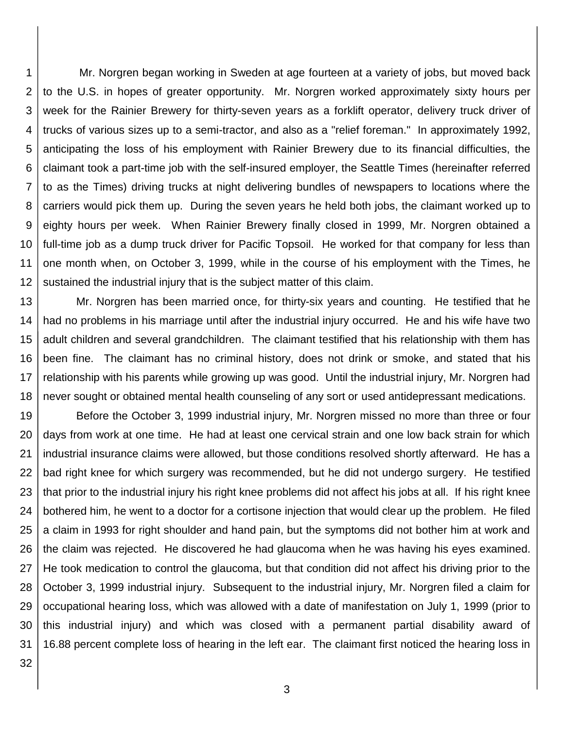Mr. Norgren began working in Sweden at age fourteen at a variety of jobs, but moved back to the U.S. in hopes of greater opportunity. Mr. Norgren worked approximately sixty hours per week for the Rainier Brewery for thirty-seven years as a forklift operator, delivery truck driver of trucks of various sizes up to a semi-tractor, and also as a "relief foreman." In approximately 1992, anticipating the loss of his employment with Rainier Brewery due to its financial difficulties, the claimant took a part-time job with the self-insured employer, the Seattle Times (hereinafter referred to as the Times) driving trucks at night delivering bundles of newspapers to locations where the carriers would pick them up. During the seven years he held both jobs, the claimant worked up to eighty hours per week. When Rainier Brewery finally closed in 1999, Mr. Norgren obtained a full-time job as a dump truck driver for Pacific Topsoil. He worked for that company for less than one month when, on October 3, 1999, while in the course of his employment with the Times, he sustained the industrial injury that is the subject matter of this claim.

Mr. Norgren has been married once, for thirty-six years and counting. He testified that he had no problems in his marriage until after the industrial injury occurred. He and his wife have two adult children and several grandchildren. The claimant testified that his relationship with them has been fine. The claimant has no criminal history, does not drink or smoke, and stated that his relationship with his parents while growing up was good. Until the industrial injury, Mr. Norgren had never sought or obtained mental health counseling of any sort or used antidepressant medications.

Before the October 3, 1999 industrial injury, Mr. Norgren missed no more than three or four days from work at one time. He had at least one cervical strain and one low back strain for which industrial insurance claims were allowed, but those conditions resolved shortly afterward. He has a bad right knee for which surgery was recommended, but he did not undergo surgery. He testified that prior to the industrial injury his right knee problems did not affect his jobs at all. If his right knee bothered him, he went to a doctor for a cortisone injection that would clear up the problem. He filed a claim in 1993 for right shoulder and hand pain, but the symptoms did not bother him at work and the claim was rejected. He discovered he had glaucoma when he was having his eyes examined. He took medication to control the glaucoma, but that condition did not affect his driving prior to the October 3, 1999 industrial injury. Subsequent to the industrial injury, Mr. Norgren filed a claim for occupational hearing loss, which was allowed with a date of manifestation on July 1, 1999 (prior to this industrial injury) and which was closed with a permanent partial disability award of 16.88 percent complete loss of hearing in the left ear. The claimant first noticed the hearing loss in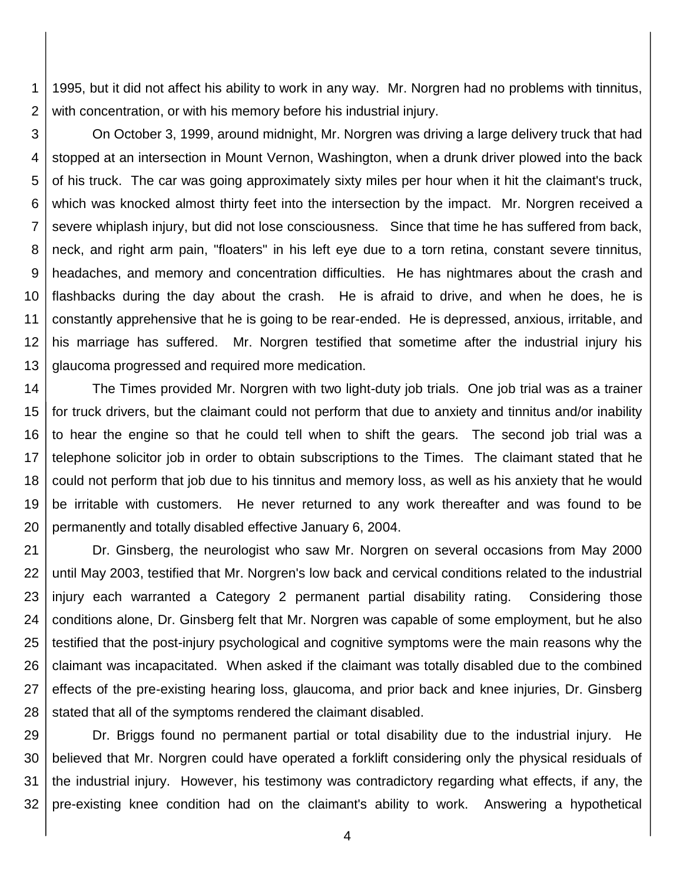1995, but it did not affect his ability to work in any way. Mr. Norgren had no problems with tinnitus, with concentration, or with his memory before his industrial injury.

On October 3, 1999, around midnight, Mr. Norgren was driving a large delivery truck that had stopped at an intersection in Mount Vernon, Washington, when a drunk driver plowed into the back of his truck. The car was going approximately sixty miles per hour when it hit the claimant's truck, which was knocked almost thirty feet into the intersection by the impact. Mr. Norgren received a severe whiplash injury, but did not lose consciousness. Since that time he has suffered from back, neck, and right arm pain, "floaters" in his left eye due to a torn retina, constant severe tinnitus, headaches, and memory and concentration difficulties. He has nightmares about the crash and flashbacks during the day about the crash. He is afraid to drive, and when he does, he is constantly apprehensive that he is going to be rear-ended. He is depressed, anxious, irritable, and his marriage has suffered. Mr. Norgren testified that sometime after the industrial injury his glaucoma progressed and required more medication.

The Times provided Mr. Norgren with two light-duty job trials. One job trial was as a trainer for truck drivers, but the claimant could not perform that due to anxiety and tinnitus and/or inability to hear the engine so that he could tell when to shift the gears. The second job trial was a telephone solicitor job in order to obtain subscriptions to the Times. The claimant stated that he could not perform that job due to his tinnitus and memory loss, as well as his anxiety that he would be irritable with customers. He never returned to any work thereafter and was found to be permanently and totally disabled effective January 6, 2004.

Dr. Ginsberg, the neurologist who saw Mr. Norgren on several occasions from May 2000 until May 2003, testified that Mr. Norgren's low back and cervical conditions related to the industrial injury each warranted a Category 2 permanent partial disability rating. Considering those conditions alone, Dr. Ginsberg felt that Mr. Norgren was capable of some employment, but he also testified that the post-injury psychological and cognitive symptoms were the main reasons why the claimant was incapacitated. When asked if the claimant was totally disabled due to the combined effects of the pre-existing hearing loss, glaucoma, and prior back and knee injuries, Dr. Ginsberg stated that all of the symptoms rendered the claimant disabled.

Dr. Briggs found no permanent partial or total disability due to the industrial injury. He believed that Mr. Norgren could have operated a forklift considering only the physical residuals of the industrial injury. However, his testimony was contradictory regarding what effects, if any, the pre-existing knee condition had on the claimant's ability to work. Answering a hypothetical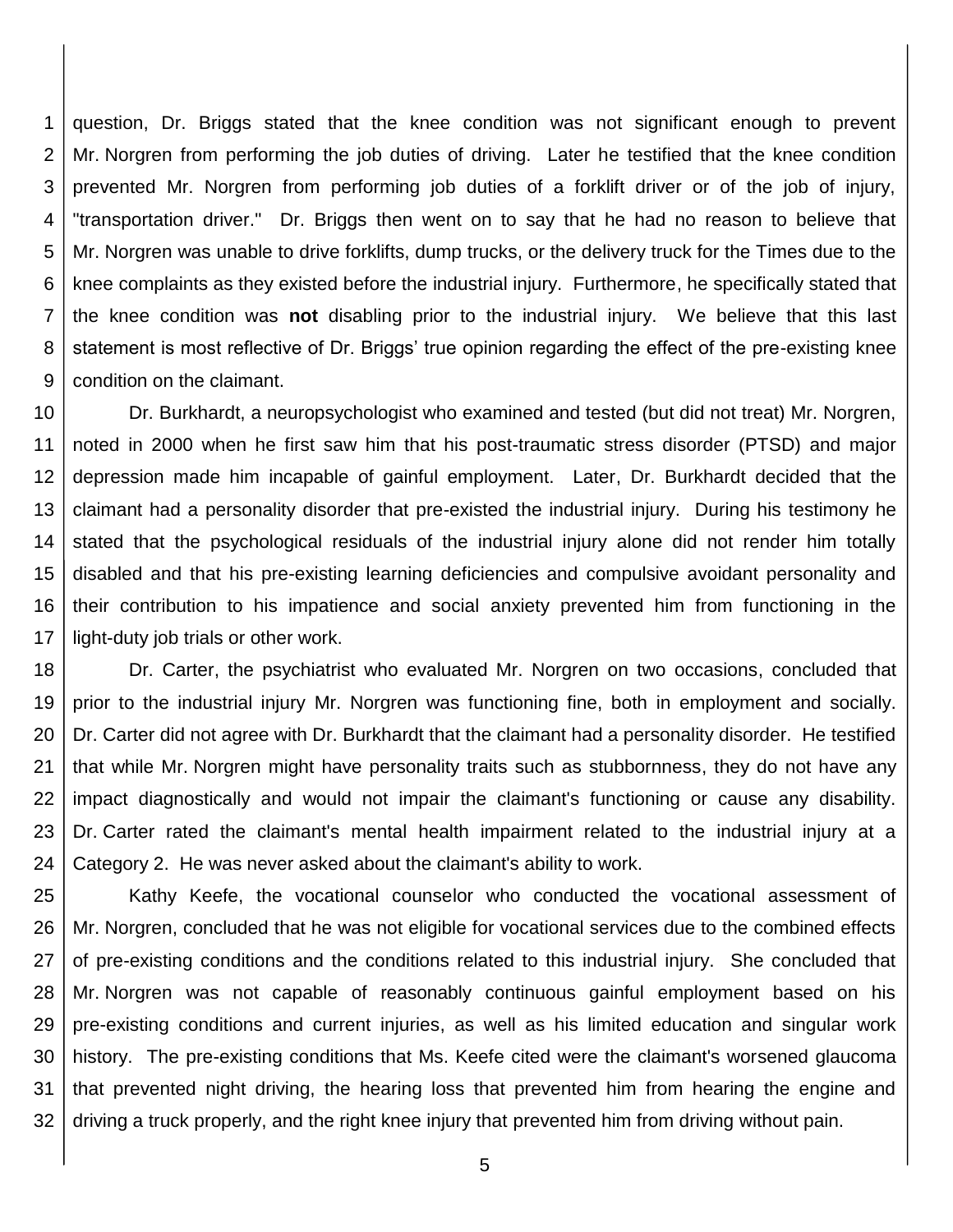question, Dr. Briggs stated that the knee condition was not significant enough to prevent Mr. Norgren from performing the job duties of driving. Later he testified that the knee condition prevented Mr. Norgren from performing job duties of a forklift driver or of the job of injury, "transportation driver." Dr. Briggs then went on to say that he had no reason to believe that Mr. Norgren was unable to drive forklifts, dump trucks, or the delivery truck for the Times due to the knee complaints as they existed before the industrial injury. Furthermore, he specifically stated that the knee condition was **not** disabling prior to the industrial injury. We believe that this last statement is most reflective of Dr. Briggs' true opinion regarding the effect of the pre-existing knee condition on the claimant.

Dr. Burkhardt, a neuropsychologist who examined and tested (but did not treat) Mr. Norgren, noted in 2000 when he first saw him that his post-traumatic stress disorder (PTSD) and major depression made him incapable of gainful employment. Later, Dr. Burkhardt decided that the claimant had a personality disorder that pre-existed the industrial injury. During his testimony he stated that the psychological residuals of the industrial injury alone did not render him totally disabled and that his pre-existing learning deficiencies and compulsive avoidant personality and their contribution to his impatience and social anxiety prevented him from functioning in the light-duty job trials or other work.

Dr. Carter, the psychiatrist who evaluated Mr. Norgren on two occasions, concluded that prior to the industrial injury Mr. Norgren was functioning fine, both in employment and socially. Dr. Carter did not agree with Dr. Burkhardt that the claimant had a personality disorder. He testified that while Mr. Norgren might have personality traits such as stubbornness, they do not have any impact diagnostically and would not impair the claimant's functioning or cause any disability. Dr. Carter rated the claimant's mental health impairment related to the industrial injury at a Category 2. He was never asked about the claimant's ability to work.

Kathy Keefe, the vocational counselor who conducted the vocational assessment of Mr. Norgren, concluded that he was not eligible for vocational services due to the combined effects of pre-existing conditions and the conditions related to this industrial injury. She concluded that Mr. Norgren was not capable of reasonably continuous gainful employment based on his pre-existing conditions and current injuries, as well as his limited education and singular work history. The pre-existing conditions that Ms. Keefe cited were the claimant's worsened glaucoma that prevented night driving, the hearing loss that prevented him from hearing the engine and driving a truck properly, and the right knee injury that prevented him from driving without pain.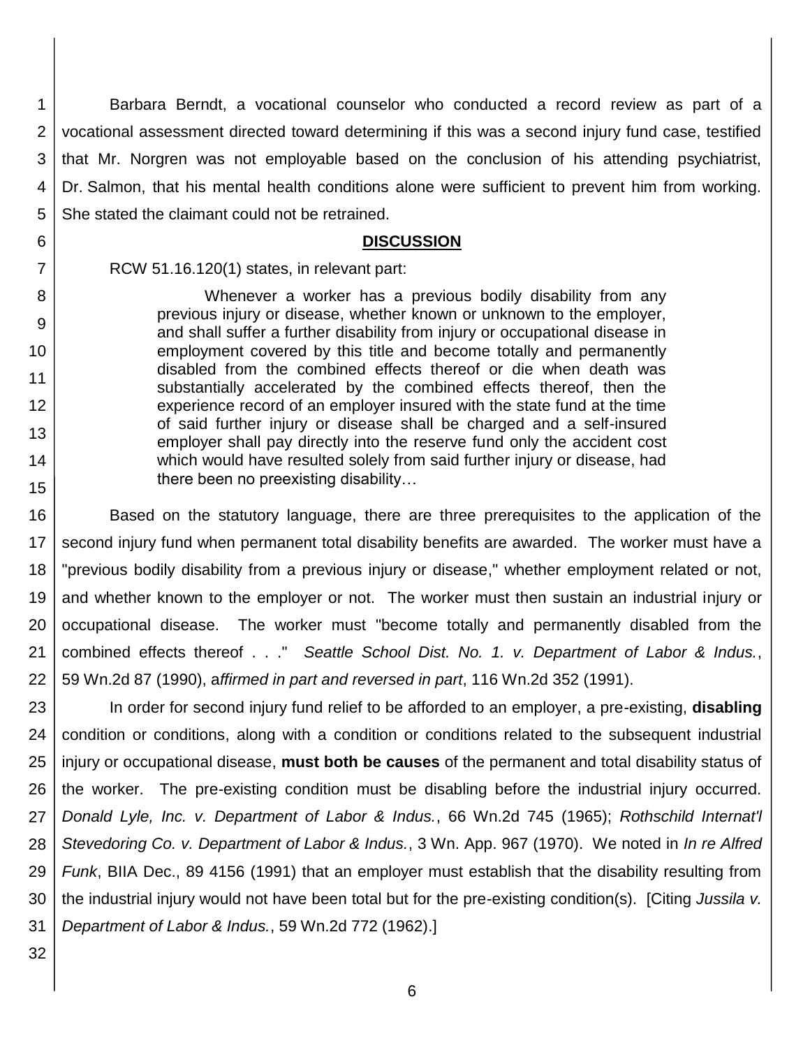Barbara Berndt, a vocational counselor who conducted a record review as part of a vocational assessment directed toward determining if this was a second injury fund case, testified that Mr. Norgren was not employable based on the conclusion of his attending psychiatrist, Dr. Salmon, that his mental health conditions alone were sufficient to prevent him from working. She stated the claimant could not be retrained.

## DISCUSSION

RCW 51.16.120(1) states, in relevant part:

> Whenever a worker has a previous bodily disability from any previous injury or disease, whether known or unknown to the employer, and shall suffer a further disability from injury or occupational disease in employment covered by this title and become totally and permanently disabled from the combined effects thereof or die when death was substantially accelerated by the combined effects thereof, then the experience record of an employer insured with the state fund at the time of said further injury or disease shall be charged and a self-insured employer shall pay directly into the reserve fund only the accident cost which would have resulted solely from said further injury or disease, had there been no preexisting disability…

Based on the statutory language, there are three prerequisites to the application of the second injury fund when permanent total disability benefits are awarded. The worker must have a "previous bodily disability from a previous injury or disease," whether employment related or not, and whether known to the employer or not. The worker must then sustain an industrial injury or occupational disease. The worker must "become totally and permanently disabled from the combined effects thereof . . ." *Seattle School Dist. No. 1. v. Department of Labor & Indus.*, 59 Wn.2d 87 (1990), a*ffirmed in part and reversed in part*, 116 Wn.2d 352 (1991).

In order for second injury fund relief to be afforded to an employer, a pre-existing, **disabling** condition or conditions, along with a condition or conditions related to the subsequent industrial injury or occupational disease, **must both be causes** of the permanent and total disability status of the worker. The pre-existing condition must be disabling before the industrial injury occurred. *Donald Lyle, Inc. v. Department of Labor & Indus.*, 66 Wn.2d 745 (1965); *Rothschild Internat'l Stevedoring Co. v. Department of Labor & Indus.*, 3 Wn. App. 967 (1970). We noted in *In re Alfred Funk*, BIIA Dec., 89 4156 (1991) that an employer must establish that the disability resulting from the industrial injury would not have been total but for the pre-existing condition(s). [Citing *Jussila v. Department of Labor & Indus.*, 59 Wn.2d 772 (1962).]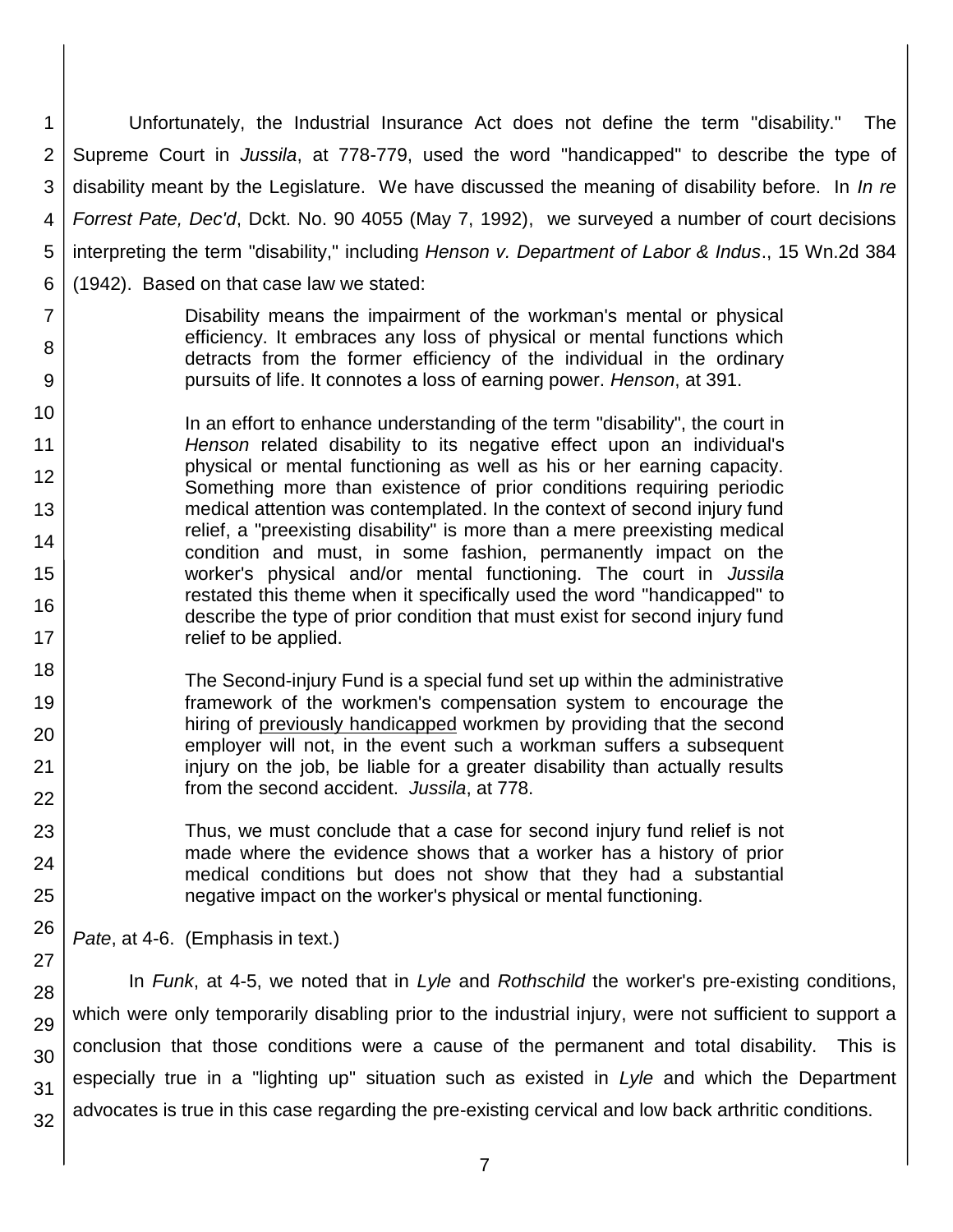Unfortunately, the Industrial Insurance Act does not define the term "disability." The Supreme Court in *Jussila*, at 778-779, used the word "handicapped" to describe the type of disability meant by the Legislature. We have discussed the meaning of disability before. In *In re Forrest Pate, Dec'd*, Dckt. No. 90 4055 (May 7, 1992), we surveyed a number of court decisions interpreting the term "disability," including *Henson v. Department of Labor & Indus*., 15 Wn.2d 384 (1942). Based on that case law we stated:

> Disability means the impairment of the workman's mental or physical efficiency. It embraces any loss of physical or mental functions which detracts from the former efficiency of the individual in the ordinary pursuits of life. It connotes a loss of earning power. *Henson*, at 391.
>
> In an effort to enhance understanding of the term "disability", the court in *Henson* related disability to its negative effect upon an individual's physical or mental functioning as well as his or her earning capacity. Something more than existence of prior conditions requiring periodic medical attention was contemplated. In the context of second injury fund relief, a "preexisting disability" is more than a mere preexisting medical condition and must, in some fashion, permanently impact on the worker's physical and/or mental functioning. The court in *Jussila* restated this theme when it specifically used the word "handicapped" to describe the type of prior condition that must exist for second injury fund relief to be applied.
>
> The Second-injury Fund is a special fund set up within the administrative framework of the workmen's compensation system to encourage the hiring of <u>previously handicapped</u> workmen by providing that the second employer will not, in the event such a workman suffers a subsequent injury on the job, be liable for a greater disability than actually results from the second accident. *Jussila*, at 778.
>
> Thus, we must conclude that a case for second injury fund relief is not made where the evidence shows that a worker has a history of prior medical conditions but does not show that they had a substantial negative impact on the worker's physical or mental functioning.

*Pate*, at 4-6. (Emphasis in text.)

In *Funk*, at 4-5, we noted that in *Lyle* and *Rothschild* the worker's pre-existing conditions, which were only temporarily disabling prior to the industrial injury, were not sufficient to support a conclusion that those conditions were a cause of the permanent and total disability. This is especially true in a "lighting up" situation such as existed in *Lyle* and which the Department advocates is true in this case regarding the pre-existing cervical and low back arthritic conditions.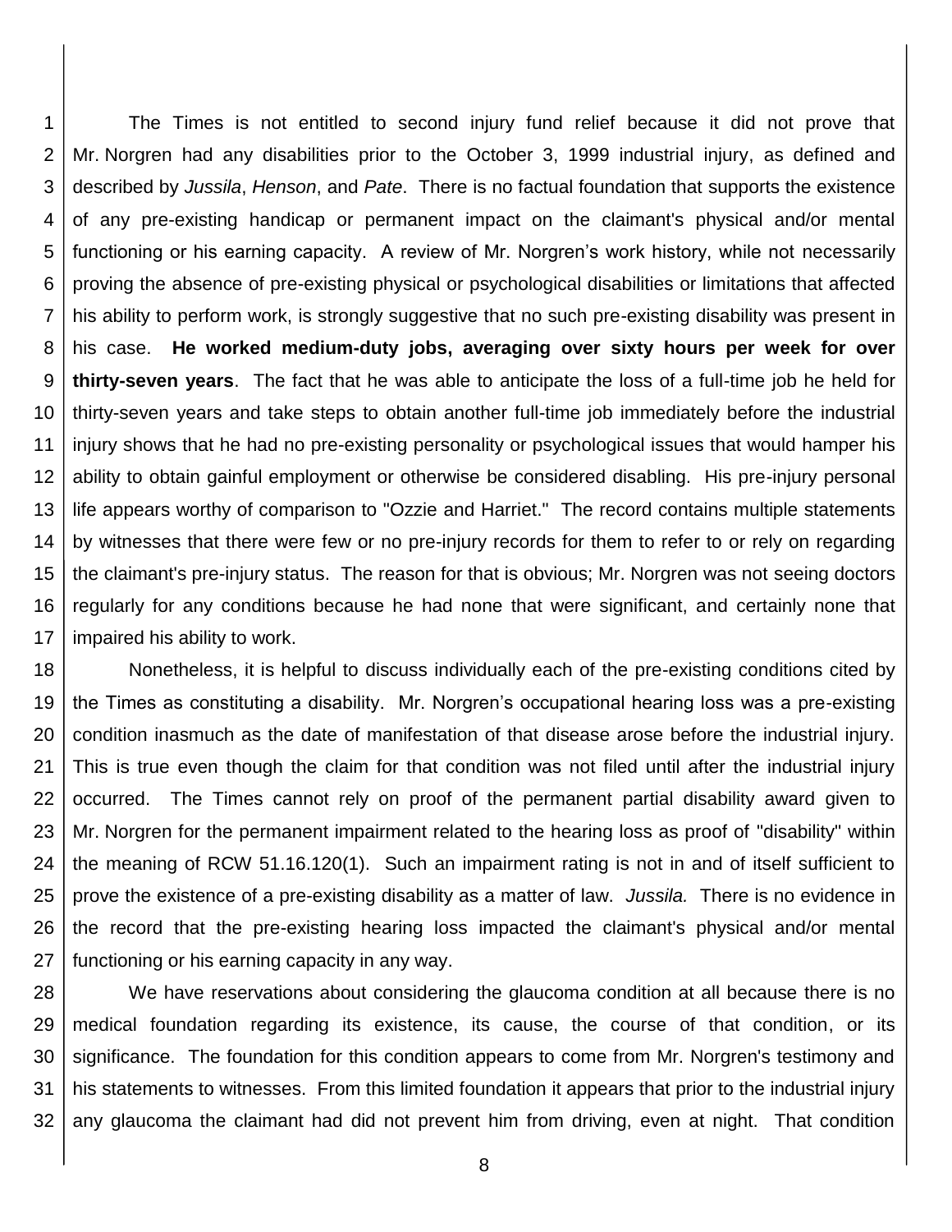The Times is not entitled to second injury fund relief because it did not prove that Mr. Norgren had any disabilities prior to the October 3, 1999 industrial injury, as defined and described by *Jussila*, *Henson*, and *Pate*. There is no factual foundation that supports the existence of any pre-existing handicap or permanent impact on the claimant's physical and/or mental functioning or his earning capacity. A review of Mr. Norgren's work history, while not necessarily proving the absence of pre-existing physical or psychological disabilities or limitations that affected his ability to perform work, is strongly suggestive that no such pre-existing disability was present in his case. **He worked medium-duty jobs, averaging over sixty hours per week for over thirty-seven years**. The fact that he was able to anticipate the loss of a full-time job he held for thirty-seven years and take steps to obtain another full-time job immediately before the industrial injury shows that he had no pre-existing personality or psychological issues that would hamper his ability to obtain gainful employment or otherwise be considered disabling. His pre-injury personal life appears worthy of comparison to "Ozzie and Harriet." The record contains multiple statements by witnesses that there were few or no pre-injury records for them to refer to or rely on regarding the claimant's pre-injury status. The reason for that is obvious; Mr. Norgren was not seeing doctors regularly for any conditions because he had none that were significant, and certainly none that impaired his ability to work.

Nonetheless, it is helpful to discuss individually each of the pre-existing conditions cited by the Times as constituting a disability. Mr. Norgren's occupational hearing loss was a pre-existing condition inasmuch as the date of manifestation of that disease arose before the industrial injury. This is true even though the claim for that condition was not filed until after the industrial injury occurred. The Times cannot rely on proof of the permanent partial disability award given to Mr. Norgren for the permanent impairment related to the hearing loss as proof of "disability" within the meaning of RCW 51.16.120(1). Such an impairment rating is not in and of itself sufficient to prove the existence of a pre-existing disability as a matter of law. *Jussila.* There is no evidence in the record that the pre-existing hearing loss impacted the claimant's physical and/or mental functioning or his earning capacity in any way.

We have reservations about considering the glaucoma condition at all because there is no medical foundation regarding its existence, its cause, the course of that condition, or its significance. The foundation for this condition appears to come from Mr. Norgren's testimony and his statements to witnesses. From this limited foundation it appears that prior to the industrial injury any glaucoma the claimant had did not prevent him from driving, even at night. That condition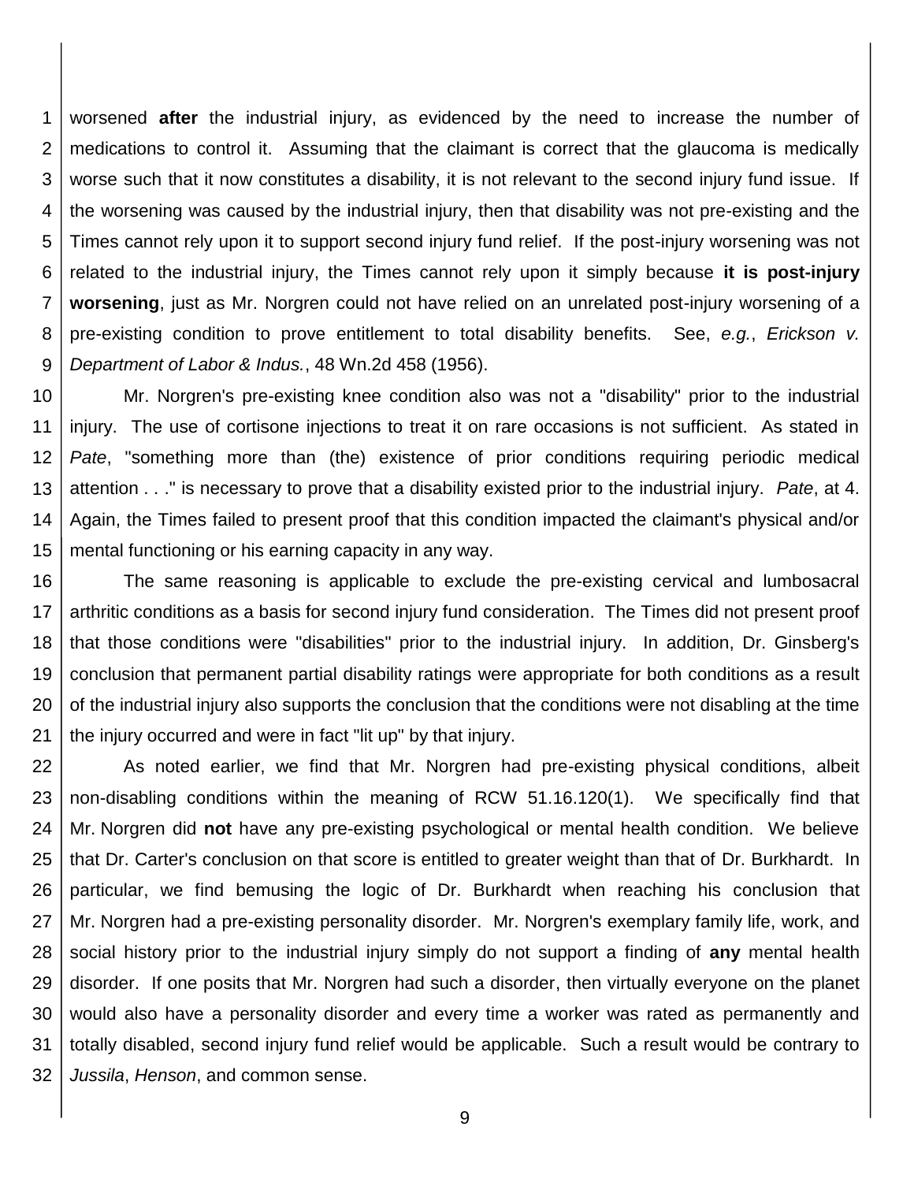worsened **after** the industrial injury, as evidenced by the need to increase the number of medications to control it. Assuming that the claimant is correct that the glaucoma is medically worse such that it now constitutes a disability, it is not relevant to the second injury fund issue. If the worsening was caused by the industrial injury, then that disability was not pre-existing and the Times cannot rely upon it to support second injury fund relief. If the post-injury worsening was not related to the industrial injury, the Times cannot rely upon it simply because **it is post-injury worsening**, just as Mr. Norgren could not have relied on an unrelated post-injury worsening of a pre-existing condition to prove entitlement to total disability benefits. See, *e.g.*, *Erickson v. Department of Labor & Indus.*, 48 Wn.2d 458 (1956).

Mr. Norgren's pre-existing knee condition also was not a "disability" prior to the industrial injury. The use of cortisone injections to treat it on rare occasions is not sufficient. As stated in *Pate*, "something more than (the) existence of prior conditions requiring periodic medical attention . . ." is necessary to prove that a disability existed prior to the industrial injury. *Pate*, at 4. Again, the Times failed to present proof that this condition impacted the claimant's physical and/or mental functioning or his earning capacity in any way.

The same reasoning is applicable to exclude the pre-existing cervical and lumbosacral arthritic conditions as a basis for second injury fund consideration. The Times did not present proof that those conditions were "disabilities" prior to the industrial injury. In addition, Dr. Ginsberg's conclusion that permanent partial disability ratings were appropriate for both conditions as a result of the industrial injury also supports the conclusion that the conditions were not disabling at the time the injury occurred and were in fact "lit up" by that injury.

As noted earlier, we find that Mr. Norgren had pre-existing physical conditions, albeit non-disabling conditions within the meaning of RCW 51.16.120(1). We specifically find that Mr. Norgren did **not** have any pre-existing psychological or mental health condition. We believe that Dr. Carter's conclusion on that score is entitled to greater weight than that of Dr. Burkhardt. In particular, we find bemusing the logic of Dr. Burkhardt when reaching his conclusion that Mr. Norgren had a pre-existing personality disorder. Mr. Norgren's exemplary family life, work, and social history prior to the industrial injury simply do not support a finding of **any** mental health disorder. If one posits that Mr. Norgren had such a disorder, then virtually everyone on the planet would also have a personality disorder and every time a worker was rated as permanently and totally disabled, second injury fund relief would be applicable. Such a result would be contrary to *Jussila*, *Henson*, and common sense.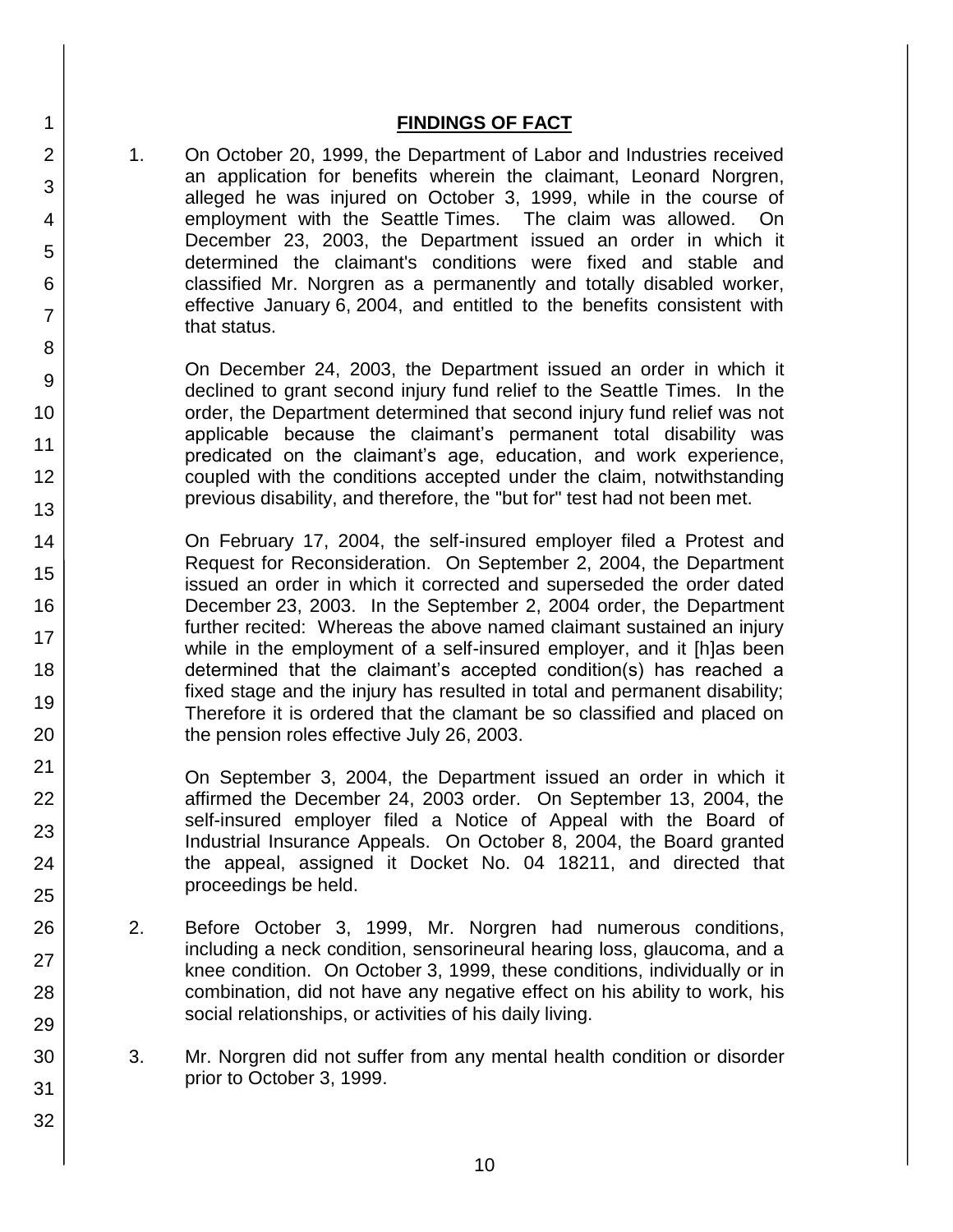## FINDINGS OF FACT

1. On October 20, 1999, the Department of Labor and Industries received an application for benefits wherein the claimant, Leonard Norgren, alleged he was injured on October 3, 1999, while in the course of employment with the Seattle Times. The claim was allowed. On December 23, 2003, the Department issued an order in which it determined the claimant's conditions were fixed and stable and classified Mr. Norgren as a permanently and totally disabled worker, effective January 6, 2004, and entitled to the benefits consistent with that status.

   On December 24, 2003, the Department issued an order in which it declined to grant second injury fund relief to the Seattle Times. In the order, the Department determined that second injury fund relief was not applicable because the claimant's permanent total disability was predicated on the claimant's age, education, and work experience, coupled with the conditions accepted under the claim, notwithstanding previous disability, and therefore, the "but for" test had not been met.

   On February 17, 2004, the self-insured employer filed a Protest and Request for Reconsideration. On September 2, 2004, the Department issued an order in which it corrected and superseded the order dated December 23, 2003. In the September 2, 2004 order, the Department further recited: Whereas the above named claimant sustained an injury while in the employment of a self-insured employer, and it [h]as been determined that the claimant's accepted condition(s) has reached a fixed stage and the injury has resulted in total and permanent disability; Therefore it is ordered that the clamant be so classified and placed on the pension roles effective July 26, 2003.

   On September 3, 2004, the Department issued an order in which it affirmed the December 24, 2003 order. On September 13, 2004, the self-insured employer filed a Notice of Appeal with the Board of Industrial Insurance Appeals. On October 8, 2004, the Board granted the appeal, assigned it Docket No. 04 18211, and directed that proceedings be held.

2. Before October 3, 1999, Mr. Norgren had numerous conditions, including a neck condition, sensorineural hearing loss, glaucoma, and a knee condition. On October 3, 1999, these conditions, individually or in combination, did not have any negative effect on his ability to work, his social relationships, or activities of his daily living.

3. Mr. Norgren did not suffer from any mental health condition or disorder prior to October 3, 1999.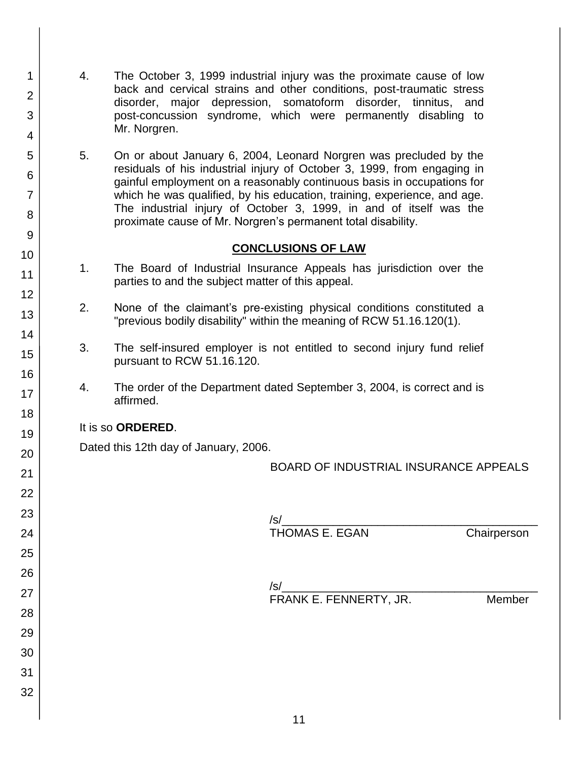4. The October 3, 1999 industrial injury was the proximate cause of low back and cervical strains and other conditions, post-traumatic stress disorder, major depression, somatoform disorder, tinnitus, and post-concussion syndrome, which were permanently disabling to Mr. Norgren.

5. On or about January 6, 2004, Leonard Norgren was precluded by the residuals of his industrial injury of October 3, 1999, from engaging in gainful employment on a reasonably continuous basis in occupations for which he was qualified, by his education, training, experience, and age. The industrial injury of October 3, 1999, in and of itself was the proximate cause of Mr. Norgren's permanent total disability.

## CONCLUSIONS OF LAW

1. The Board of Industrial Insurance Appeals has jurisdiction over the parties to and the subject matter of this appeal.

2. None of the claimant's pre-existing physical conditions constituted a "previous bodily disability" within the meaning of RCW 51.16.120(1).

3. The self-insured employer is not entitled to second injury fund relief pursuant to RCW 51.16.120.

4. The order of the Department dated September 3, 2004, is correct and is affirmed.

It is so **ORDERED**.

Dated this 12th day of January, 2006.

BOARD OF INDUSTRIAL INSURANCE APPEALS

/s/
THOMAS E. EGAN Chairperson

/s/
FRANK E. FENNERTY, JR. Member